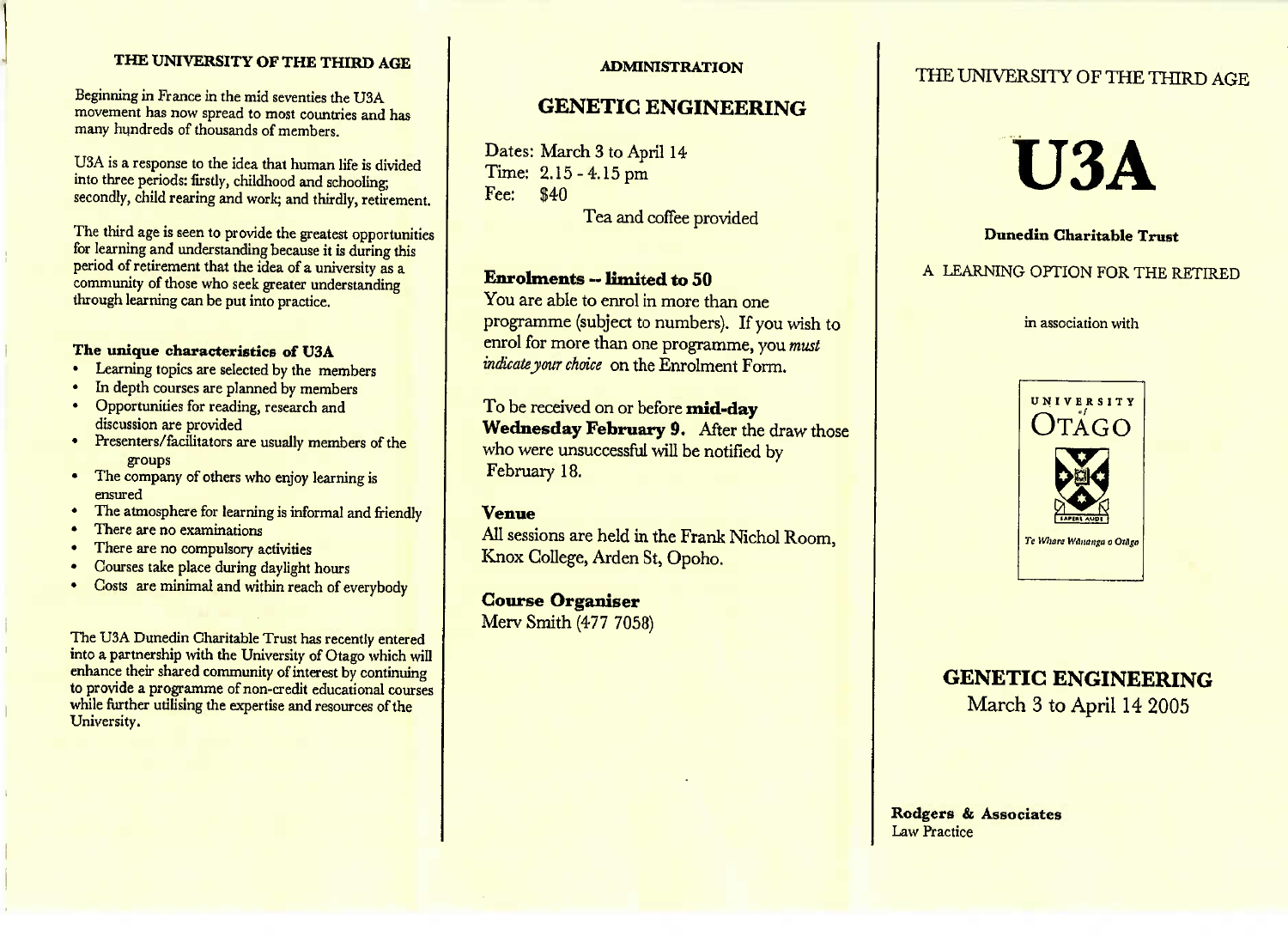## THE UNIVERSITY OF THE THIRD AGE

Beginning in France in the mid seventies the U3A movement has now spread to most countries and has many hundreds of thousands of members.

U3A is a response to the idea that human life is divided into three periods: firstly, childhood and schooling; secondly, child rearing and work; and thirdly, retirement.

The third age is seen to provide the greatest opportunities for learning and understanding because it is during this period of retirement that the idea of a university as a community of those who seek greater understanding through learning can be put into practice.

### The unique characteristics of U3A

- Learning topics are selected by the members
- In depth courses are planned by members
- Opportunities for reading, research and discussion are provided
- Presenters/facilitators are usually members of the groups
- The company of others who enjoy learning is ensured
- The atmosphere for learning is informal and friendly
- There are no examinations
- There are no compulsory activities
- Courses take place during daylight hours
- Costs are minimal and within reach of everybody

The U3A Dunedin Charitable Trust has recently entered into a partnership with the University of Otago which will enhance their shared community of interest by continuing to provide a programme of non-credit educational courses while further utilising the expertise and resources of the University.

## ADMINISTRATION

## GENETIC ENGINEERING

Dates: March 3 to April 14
Time: 2.15 - 4.15 pm
Fee: $40

Tea and coffee provided

### Enrolments -- limited to 50

You are able to enrol in more than one programme (subject to numbers). If you wish to enrol for more than one programme, you *must indicate your choice* on the Enrolment Form.

To be received on or before **mid-day Wednesday February 9.** After the draw those who were unsuccessful will be notified by February 18.

### Venue

All sessions are held in the Frank Nichol Room, Knox College, Arden St, Opoho.

### Course Organiser

Merv Smith (477 7058)

THE UNIVERSITY OF THE THIRD AGE

# U3A

**Dunedin Charitable Trust**

A LEARNING OPTION FOR THE RETIRED

in association with

UNIVERSITY of OTAGO

SAPERE AUDE

*Te Whare Wānanga o Otāgo*

## GENETIC ENGINEERING

March 3 to April 14 2005

**Rodgers & Associates**
Law Practice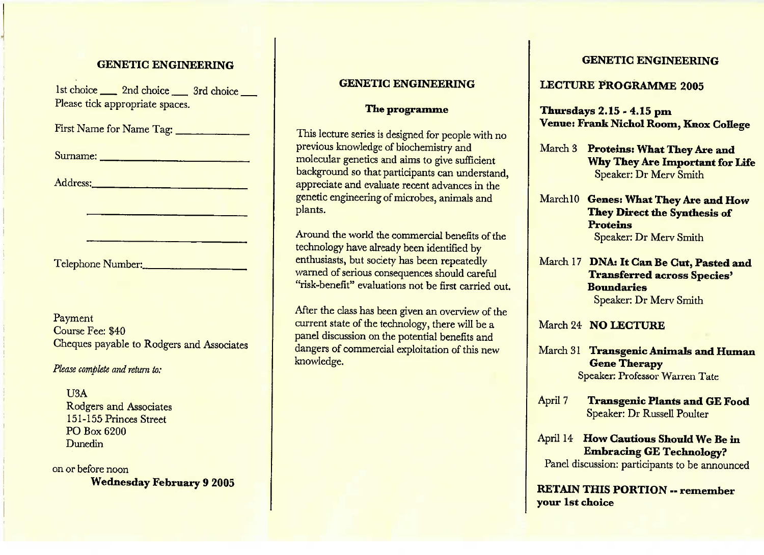## GENETIC ENGINEERING

1st choice ___ 2nd choice ___ 3rd choice ___
Please tick appropriate spaces.

First Name for Name Tag: ____________

Surname: ____________________

Address: ____________________

____________________

____________________

Telephone Number: ______________

Payment
Course Fee: $40
Cheques payable to Rodgers and Associates

*Please complete and return to:*

U3A
Rodgers and Associates
151-155 Princes Street
PO Box 6200
Dunedin

on or before noon
**Wednesday February 9 2005**

## GENETIC ENGINEERING

### The programme

This lecture series is designed for people with no previous knowledge of biochemistry and molecular genetics and aims to give sufficient background so that participants can understand, appreciate and evaluate recent advances in the genetic engineering of microbes, animals and plants.

Around the world the commercial benefits of the technology have already been identified by enthusiasts, but society has been repeatedly warned of serious consequences should careful "risk-benefit" evaluations not be first carried out.

After the class has been given an overview of the current state of the technology, there will be a panel discussion on the potential benefits and dangers of commercial exploitation of this new knowledge.

## GENETIC ENGINEERING

## LECTURE PROGRAMME 2005

**Thursdays 2.15 - 4.15 pm**
**Venue: Frank Nichol Room, Knox College**

March 3 **Proteins: What They Are and Why They Are Important for Life**
Speaker: Dr Merv Smith

March10 **Genes: What They Are and How They Direct the Synthesis of Proteins**
Speaker: Dr Merv Smith

March 17 **DNA: It Can Be Cut, Pasted and Transferred across Species' Boundaries**
Speaker: Dr Merv Smith

March 24 **NO LECTURE**

March 31 **Transgenic Animals and Human Gene Therapy**
Speaker: Professor Warren Tate

April 7 **Transgenic Plants and GE Food**
Speaker: Dr Russell Poulter

April 14 **How Cautious Should We Be in Embracing GE Technology?**
Panel discussion: participants to be announced

**RETAIN THIS PORTION -- remember your 1st choice**